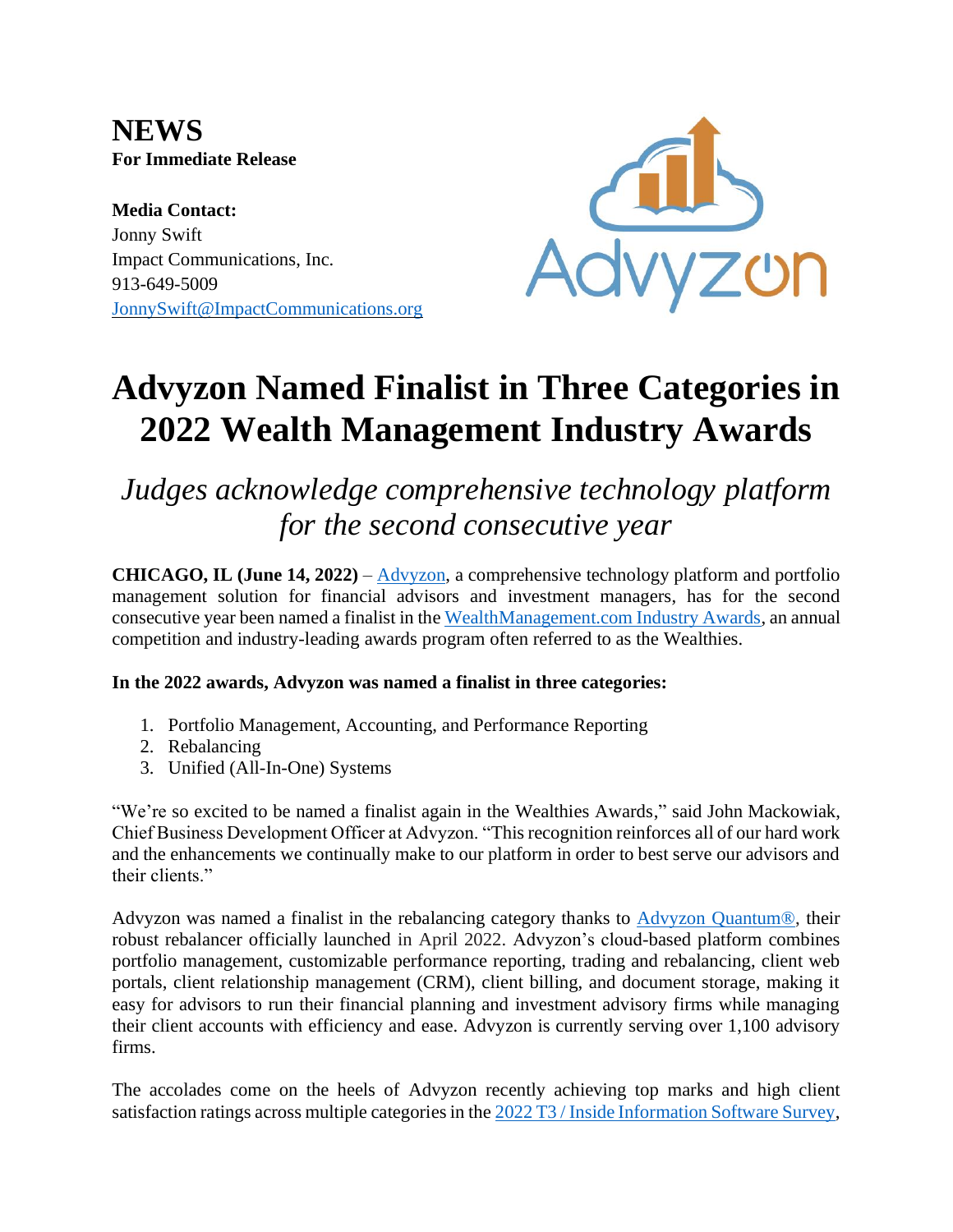**NEWS**
**For Immediate Release**

**Media Contact:**
Jonny Swift
Impact Communications, Inc.
913-649-5009
JonnySwift@ImpactCommunications.org

# Advyzon Named Finalist in Three Categories in 2022 Wealth Management Industry Awards

## *Judges acknowledge comprehensive technology platform for the second consecutive year*

**CHICAGO, IL (June 14, 2022)** – Advyzon, a comprehensive technology platform and portfolio management solution for financial advisors and investment managers, has for the second consecutive year been named a finalist in the WealthManagement.com Industry Awards, an annual competition and industry-leading awards program often referred to as the Wealthies.

**In the 2022 awards, Advyzon was named a finalist in three categories:**

1. Portfolio Management, Accounting, and Performance Reporting
2. Rebalancing
3. Unified (All-In-One) Systems

"We're so excited to be named a finalist again in the Wealthies Awards," said John Mackowiak, Chief Business Development Officer at Advyzon. "This recognition reinforces all of our hard work and the enhancements we continually make to our platform in order to best serve our advisors and their clients."

Advyzon was named a finalist in the rebalancing category thanks to Advyzon Quantum®, their robust rebalancer officially launched in April 2022. Advyzon's cloud-based platform combines portfolio management, customizable performance reporting, trading and rebalancing, client web portals, client relationship management (CRM), client billing, and document storage, making it easy for advisors to run their financial planning and investment advisory firms while managing their client accounts with efficiency and ease. Advyzon is currently serving over 1,100 advisory firms.

The accolades come on the heels of Advyzon recently achieving top marks and high client satisfaction ratings across multiple categories in the 2022 T3 / Inside Information Software Survey,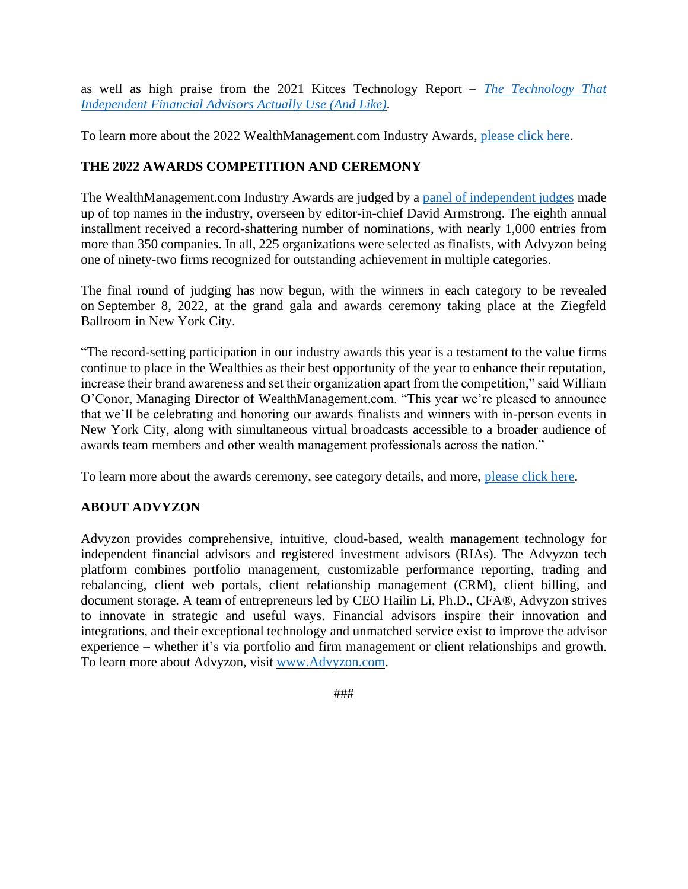as well as high praise from the 2021 Kitces Technology Report – *The Technology That Independent Financial Advisors Actually Use (And Like)*.

To learn more about the 2022 WealthManagement.com Industry Awards, please click here.

## THE 2022 AWARDS COMPETITION AND CEREMONY

The WealthManagement.com Industry Awards are judged by a panel of independent judges made up of top names in the industry, overseen by editor-in-chief David Armstrong. The eighth annual installment received a record-shattering number of nominations, with nearly 1,000 entries from more than 350 companies. In all, 225 organizations were selected as finalists, with Advyzon being one of ninety-two firms recognized for outstanding achievement in multiple categories.

The final round of judging has now begun, with the winners in each category to be revealed on September 8, 2022, at the grand gala and awards ceremony taking place at the Ziegfeld Ballroom in New York City.

"The record-setting participation in our industry awards this year is a testament to the value firms continue to place in the Wealthies as their best opportunity of the year to enhance their reputation, increase their brand awareness and set their organization apart from the competition," said William O'Conor, Managing Director of WealthManagement.com. "This year we're pleased to announce that we'll be celebrating and honoring our awards finalists and winners with in-person events in New York City, along with simultaneous virtual broadcasts accessible to a broader audience of awards team members and other wealth management professionals across the nation."

To learn more about the awards ceremony, see category details, and more, please click here.

## ABOUT ADVYZON

Advyzon provides comprehensive, intuitive, cloud-based, wealth management technology for independent financial advisors and registered investment advisors (RIAs). The Advyzon tech platform combines portfolio management, customizable performance reporting, trading and rebalancing, client web portals, client relationship management (CRM), client billing, and document storage. A team of entrepreneurs led by CEO Hailin Li, Ph.D., CFA®, Advyzon strives to innovate in strategic and useful ways. Financial advisors inspire their innovation and integrations, and their exceptional technology and unmatched service exist to improve the advisor experience – whether it's via portfolio and firm management or client relationships and growth. To learn more about Advyzon, visit www.Advyzon.com.

###